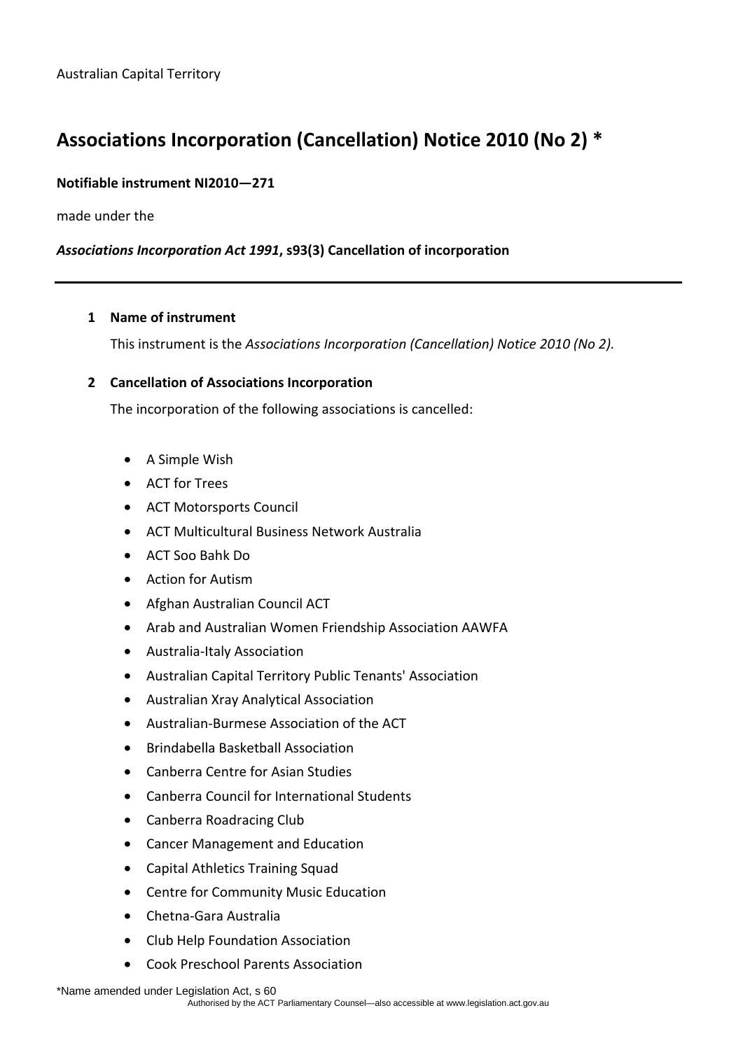Australian Capital Territory

# Associations Incorporation (Cancellation) Notice 2010 (No 2) *

**Notifiable instrument NI2010—271**

made under the

***Associations Incorporation Act 1991*, s93(3) Cancellation of incorporation**

---

## 1 Name of instrument

This instrument is the *Associations Incorporation (Cancellation) Notice 2010 (No 2).*

## 2 Cancellation of Associations Incorporation

The incorporation of the following associations is cancelled:

- A Simple Wish
- ACT for Trees
- ACT Motorsports Council
- ACT Multicultural Business Network Australia
- ACT Soo Bahk Do
- Action for Autism
- Afghan Australian Council ACT
- Arab and Australian Women Friendship Association AAWFA
- Australia-Italy Association
- Australian Capital Territory Public Tenants' Association
- Australian Xray Analytical Association
- Australian-Burmese Association of the ACT
- Brindabella Basketball Association
- Canberra Centre for Asian Studies
- Canberra Council for International Students
- Canberra Roadracing Club
- Cancer Management and Education
- Capital Athletics Training Squad
- Centre for Community Music Education
- Chetna-Gara Australia
- Club Help Foundation Association
- Cook Preschool Parents Association

*Name amended under Legislation Act, s 60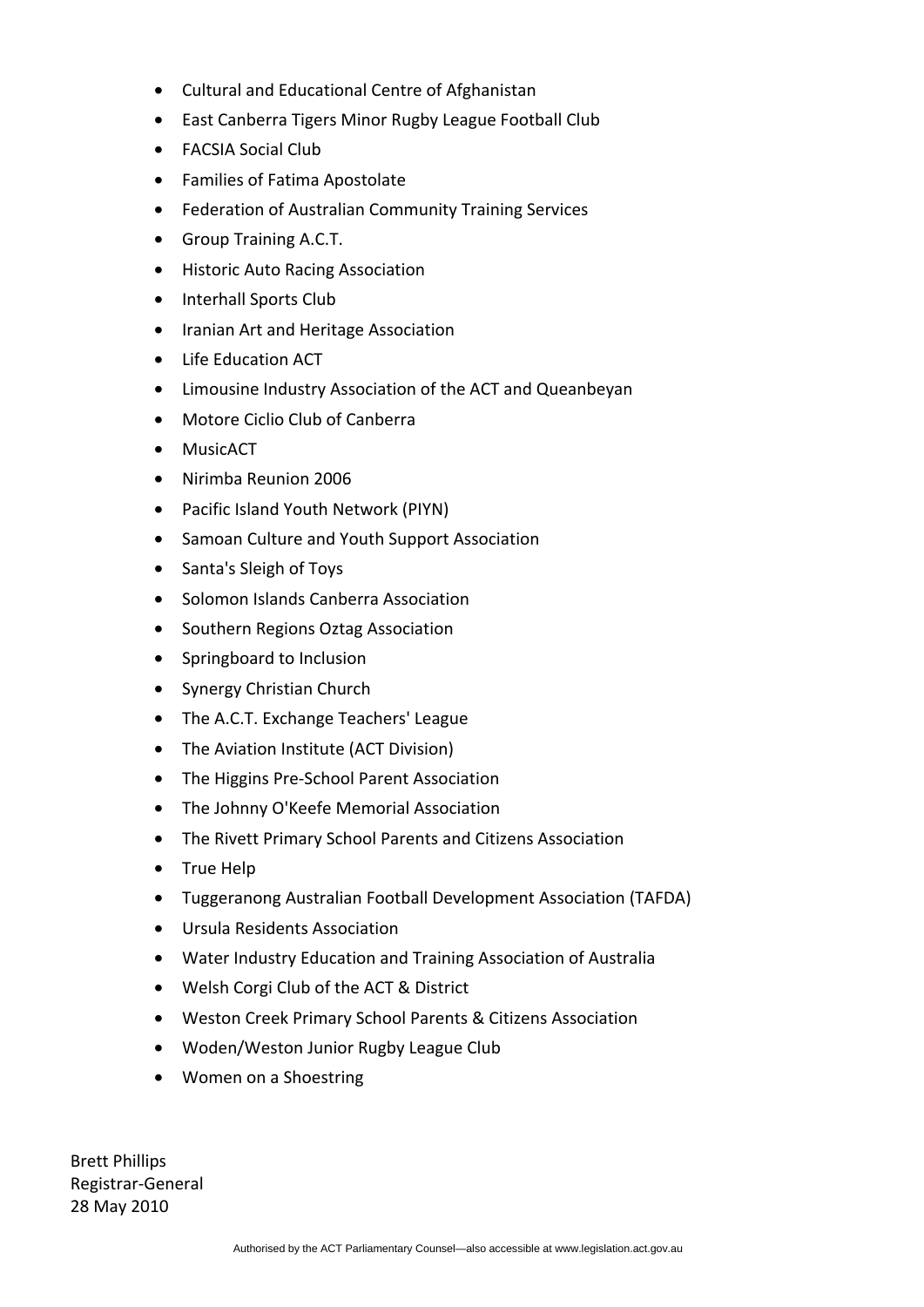- Cultural and Educational Centre of Afghanistan
- East Canberra Tigers Minor Rugby League Football Club
- FACSIA Social Club
- Families of Fatima Apostolate
- Federation of Australian Community Training Services
- Group Training A.C.T.
- Historic Auto Racing Association
- Interhall Sports Club
- Iranian Art and Heritage Association
- Life Education ACT
- Limousine Industry Association of the ACT and Queanbeyan
- Motore Ciclio Club of Canberra
- MusicACT
- Nirimba Reunion 2006
- Pacific Island Youth Network (PIYN)
- Samoan Culture and Youth Support Association
- Santa's Sleigh of Toys
- Solomon Islands Canberra Association
- Southern Regions Oztag Association
- Springboard to Inclusion
- Synergy Christian Church
- The A.C.T. Exchange Teachers' League
- The Aviation Institute (ACT Division)
- The Higgins Pre-School Parent Association
- The Johnny O'Keefe Memorial Association
- The Rivett Primary School Parents and Citizens Association
- True Help
- Tuggeranong Australian Football Development Association (TAFDA)
- Ursula Residents Association
- Water Industry Education and Training Association of Australia
- Welsh Corgi Club of the ACT & District
- Weston Creek Primary School Parents & Citizens Association
- Woden/Weston Junior Rugby League Club
- Women on a Shoestring

Brett Phillips
Registrar-General
28 May 2010